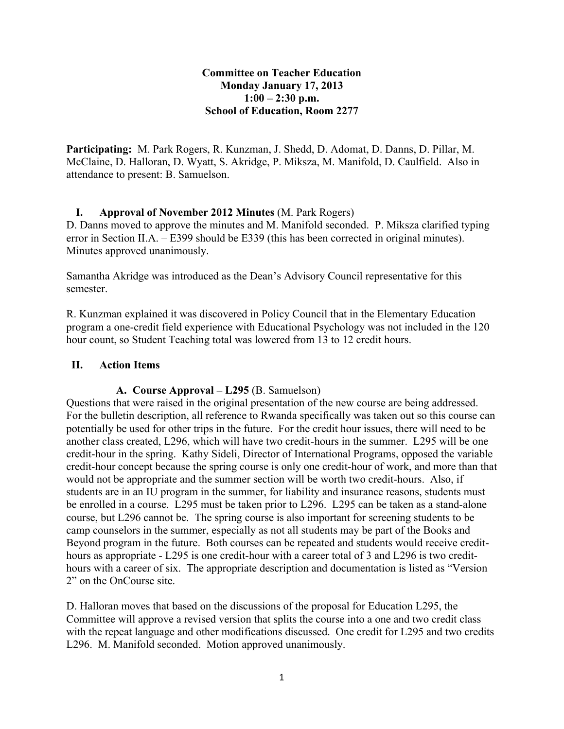**Committee on Teacher Education**
**Monday January 17, 2013**
**1:00 – 2:30 p.m.**
**School of Education, Room 2277**

**Participating:** M. Park Rogers, R. Kunzman, J. Shedd, D. Adomat, D. Danns, D. Pillar, M. McClaine, D. Halloran, D. Wyatt, S. Akridge, P. Miksza, M. Manifold, D. Caulfield. Also in attendance to present: B. Samuelson.

## I. Approval of November 2012 Minutes (M. Park Rogers)

D. Danns moved to approve the minutes and M. Manifold seconded. P. Miksza clarified typing error in Section II.A. – E399 should be E339 (this has been corrected in original minutes). Minutes approved unanimously.

Samantha Akridge was introduced as the Dean's Advisory Council representative for this semester.

R. Kunzman explained it was discovered in Policy Council that in the Elementary Education program a one-credit field experience with Educational Psychology was not included in the 120 hour count, so Student Teaching total was lowered from 13 to 12 credit hours.

## II. Action Items

### A. Course Approval – L295 (B. Samuelson)

Questions that were raised in the original presentation of the new course are being addressed. For the bulletin description, all reference to Rwanda specifically was taken out so this course can potentially be used for other trips in the future. For the credit hour issues, there will need to be another class created, L296, which will have two credit-hours in the summer. L295 will be one credit-hour in the spring. Kathy Sideli, Director of International Programs, opposed the variable credit-hour concept because the spring course is only one credit-hour of work, and more than that would not be appropriate and the summer section will be worth two credit-hours. Also, if students are in an IU program in the summer, for liability and insurance reasons, students must be enrolled in a course. L295 must be taken prior to L296. L295 can be taken as a stand-alone course, but L296 cannot be. The spring course is also important for screening students to be camp counselors in the summer, especially as not all students may be part of the Books and Beyond program in the future. Both courses can be repeated and students would receive credit-hours as appropriate - L295 is one credit-hour with a career total of 3 and L296 is two credit-hours with a career of six. The appropriate description and documentation is listed as "Version 2" on the OnCourse site.

D. Halloran moves that based on the discussions of the proposal for Education L295, the Committee will approve a revised version that splits the course into a one and two credit class with the repeat language and other modifications discussed. One credit for L295 and two credits L296. M. Manifold seconded. Motion approved unanimously.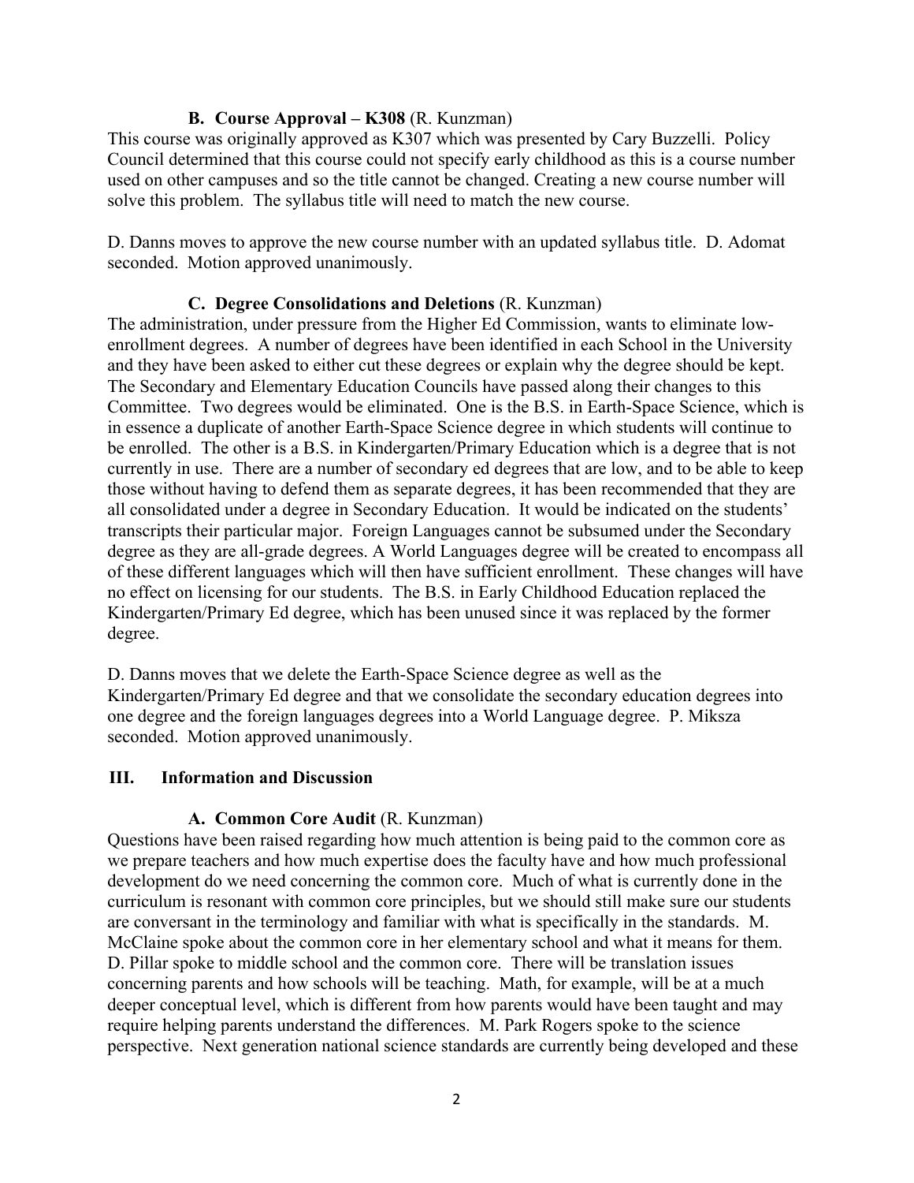### B. Course Approval – K308 (R. Kunzman)

This course was originally approved as K307 which was presented by Cary Buzzelli. Policy Council determined that this course could not specify early childhood as this is a course number used on other campuses and so the title cannot be changed. Creating a new course number will solve this problem. The syllabus title will need to match the new course.

D. Danns moves to approve the new course number with an updated syllabus title. D. Adomat seconded. Motion approved unanimously.

### C. Degree Consolidations and Deletions (R. Kunzman)

The administration, under pressure from the Higher Ed Commission, wants to eliminate low-enrollment degrees. A number of degrees have been identified in each School in the University and they have been asked to either cut these degrees or explain why the degree should be kept. The Secondary and Elementary Education Councils have passed along their changes to this Committee. Two degrees would be eliminated. One is the B.S. in Earth-Space Science, which is in essence a duplicate of another Earth-Space Science degree in which students will continue to be enrolled. The other is a B.S. in Kindergarten/Primary Education which is a degree that is not currently in use. There are a number of secondary ed degrees that are low, and to be able to keep those without having to defend them as separate degrees, it has been recommended that they are all consolidated under a degree in Secondary Education. It would be indicated on the students' transcripts their particular major. Foreign Languages cannot be subsumed under the Secondary degree as they are all-grade degrees. A World Languages degree will be created to encompass all of these different languages which will then have sufficient enrollment. These changes will have no effect on licensing for our students. The B.S. in Early Childhood Education replaced the Kindergarten/Primary Ed degree, which has been unused since it was replaced by the former degree.

D. Danns moves that we delete the Earth-Space Science degree as well as the Kindergarten/Primary Ed degree and that we consolidate the secondary education degrees into one degree and the foreign languages degrees into a World Language degree. P. Miksza seconded. Motion approved unanimously.

## III. Information and Discussion

### A. Common Core Audit (R. Kunzman)

Questions have been raised regarding how much attention is being paid to the common core as we prepare teachers and how much expertise does the faculty have and how much professional development do we need concerning the common core. Much of what is currently done in the curriculum is resonant with common core principles, but we should still make sure our students are conversant in the terminology and familiar with what is specifically in the standards. M. McClaine spoke about the common core in her elementary school and what it means for them. D. Pillar spoke to middle school and the common core. There will be translation issues concerning parents and how schools will be teaching. Math, for example, will be at a much deeper conceptual level, which is different from how parents would have been taught and may require helping parents understand the differences. M. Park Rogers spoke to the science perspective. Next generation national science standards are currently being developed and these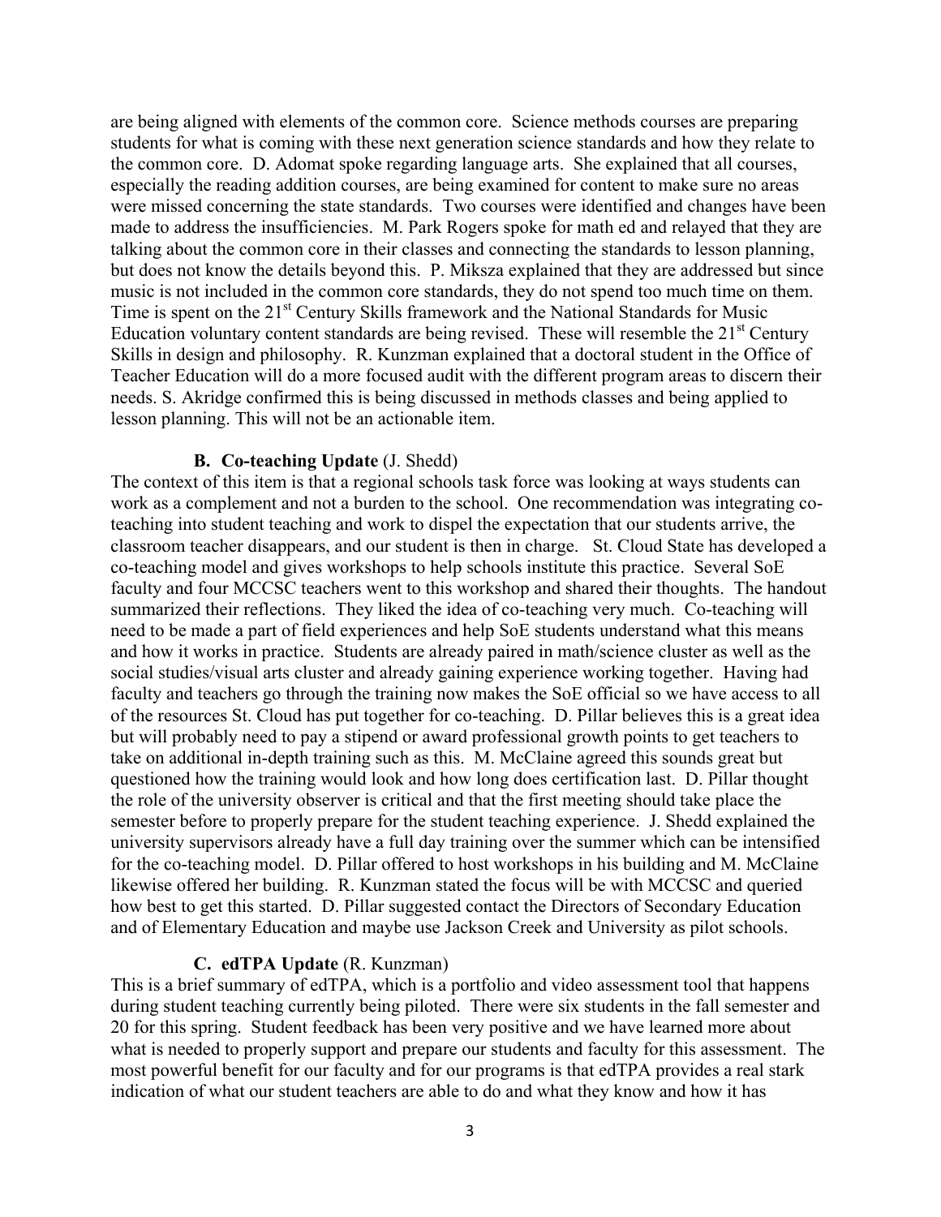are being aligned with elements of the common core. Science methods courses are preparing students for what is coming with these next generation science standards and how they relate to the common core. D. Adomat spoke regarding language arts. She explained that all courses, especially the reading addition courses, are being examined for content to make sure no areas were missed concerning the state standards. Two courses were identified and changes have been made to address the insufficiencies. M. Park Rogers spoke for math ed and relayed that they are talking about the common core in their classes and connecting the standards to lesson planning, but does not know the details beyond this. P. Miksza explained that they are addressed but since music is not included in the common core standards, they do not spend too much time on them. Time is spent on the 21st Century Skills framework and the National Standards for Music Education voluntary content standards are being revised. These will resemble the 21st Century Skills in design and philosophy. R. Kunzman explained that a doctoral student in the Office of Teacher Education will do a more focused audit with the different program areas to discern their needs. S. Akridge confirmed this is being discussed in methods classes and being applied to lesson planning. This will not be an actionable item.

**B. Co-teaching Update** (J. Shedd)

The context of this item is that a regional schools task force was looking at ways students can work as a complement and not a burden to the school. One recommendation was integrating co-teaching into student teaching and work to dispel the expectation that our students arrive, the classroom teacher disappears, and our student is then in charge. St. Cloud State has developed a co-teaching model and gives workshops to help schools institute this practice. Several SoE faculty and four MCCSC teachers went to this workshop and shared their thoughts. The handout summarized their reflections. They liked the idea of co-teaching very much. Co-teaching will need to be made a part of field experiences and help SoE students understand what this means and how it works in practice. Students are already paired in math/science cluster as well as the social studies/visual arts cluster and already gaining experience working together. Having had faculty and teachers go through the training now makes the SoE official so we have access to all of the resources St. Cloud has put together for co-teaching. D. Pillar believes this is a great idea but will probably need to pay a stipend or award professional growth points to get teachers to take on additional in-depth training such as this. M. McClaine agreed this sounds great but questioned how the training would look and how long does certification last. D. Pillar thought the role of the university observer is critical and that the first meeting should take place the semester before to properly prepare for the student teaching experience. J. Shedd explained the university supervisors already have a full day training over the summer which can be intensified for the co-teaching model. D. Pillar offered to host workshops in his building and M. McClaine likewise offered her building. R. Kunzman stated the focus will be with MCCSC and queried how best to get this started. D. Pillar suggested contact the Directors of Secondary Education and of Elementary Education and maybe use Jackson Creek and University as pilot schools.

**C. edTPA Update** (R. Kunzman)

This is a brief summary of edTPA, which is a portfolio and video assessment tool that happens during student teaching currently being piloted. There were six students in the fall semester and 20 for this spring. Student feedback has been very positive and we have learned more about what is needed to properly support and prepare our students and faculty for this assessment. The most powerful benefit for our faculty and for our programs is that edTPA provides a real stark indication of what our student teachers are able to do and what they know and how it has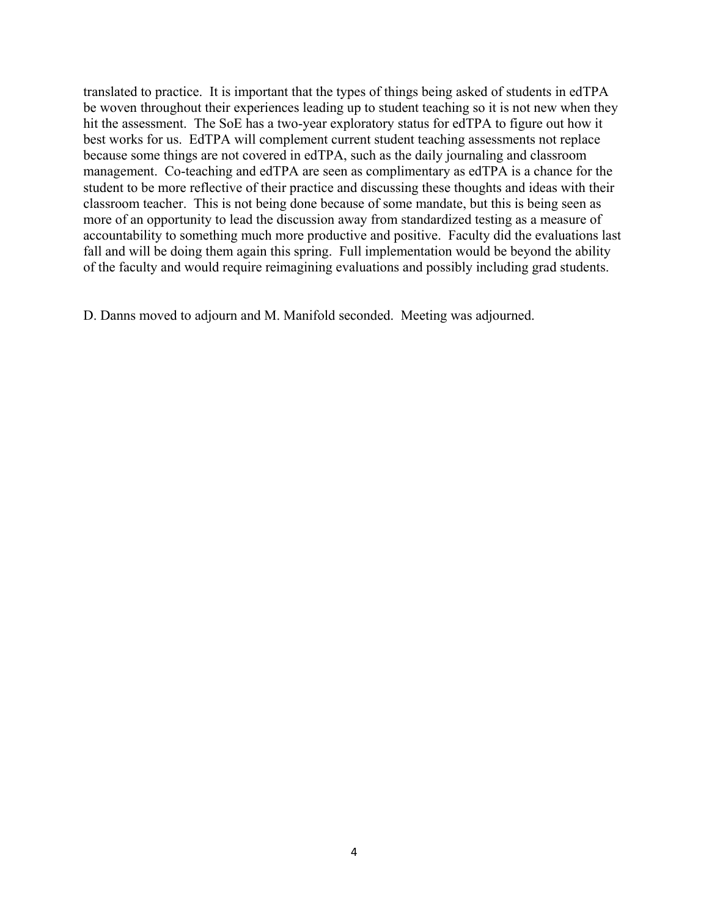translated to practice. It is important that the types of things being asked of students in edTPA be woven throughout their experiences leading up to student teaching so it is not new when they hit the assessment. The SoE has a two-year exploratory status for edTPA to figure out how it best works for us. EdTPA will complement current student teaching assessments not replace because some things are not covered in edTPA, such as the daily journaling and classroom management. Co-teaching and edTPA are seen as complimentary as edTPA is a chance for the student to be more reflective of their practice and discussing these thoughts and ideas with their classroom teacher. This is not being done because of some mandate, but this is being seen as more of an opportunity to lead the discussion away from standardized testing as a measure of accountability to something much more productive and positive. Faculty did the evaluations last fall and will be doing them again this spring. Full implementation would be beyond the ability of the faculty and would require reimagining evaluations and possibly including grad students.

D. Danns moved to adjourn and M. Manifold seconded. Meeting was adjourned.